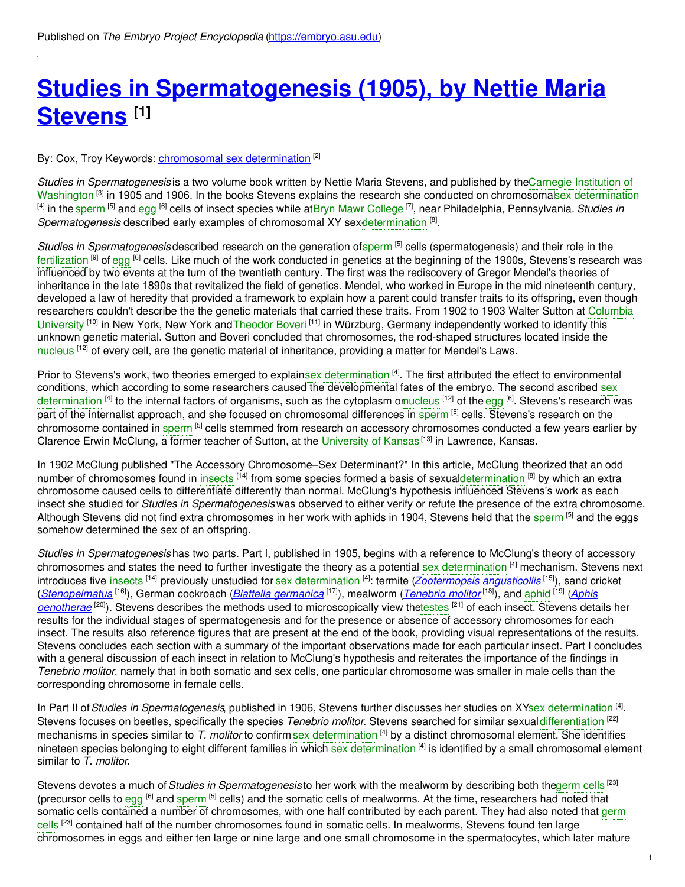Published on *The Embryo Project Encyclopedia* (https://embryo.asu.edu)

# Studies in Spermatogenesis (1905), by Nettie Maria Stevens [1]

By: Cox, Troy Keywords: chromosomal sex determination [2]

*Studies in Spermatogenesis* is a two volume book written by Nettie Maria Stevens, and published by the Carnegie Institution of Washington [3] in 1905 and 1906. In the books Stevens explains the research she conducted on chromosomal sex determination [4] in the sperm [5] and egg [6] cells of insect species while at Bryn Mawr College [7], near Philadelphia, Pennsylvania. *Studies in Spermatogenesis* described early examples of chromosomal XY sex determination [8].

*Studies in Spermatogenesis* described research on the generation of sperm [5] cells (spermatogenesis) and their role in the fertilization [9] of egg [6] cells. Like much of the work conducted in genetics at the beginning of the 1900s, Stevens's research was influenced by two events at the turn of the twentieth century. The first was the rediscovery of Gregor Mendel's theories of inheritance in the late 1890s that revitalized the field of genetics. Mendel, who worked in Europe in the mid nineteenth century, developed a law of heredity that provided a framework to explain how a parent could transfer traits to its offspring, even though researchers couldn't describe the the genetic materials that carried these traits. From 1902 to 1903 Walter Sutton at Columbia University [10] in New York, New York and Theodor Boveri [11] in Würzburg, Germany independently worked to identify this unknown genetic material. Sutton and Boveri concluded that chromosomes, the rod-shaped structures located inside the nucleus [12] of every cell, are the genetic material of inheritance, providing a matter for Mendel's Laws.

Prior to Stevens's work, two theories emerged to explain sex determination [4]. The first attributed the effect to environmental conditions, which according to some researchers caused the developmental fates of the embryo. The second ascribed sex determination [4] to the internal factors of organisms, such as the cytoplasm or nucleus [12] of the egg [6]. Stevens's research was part of the internalist approach, and she focused on chromosomal differences in sperm [5] cells. Stevens's research on the chromosome contained in sperm [5] cells stemmed from research on accessory chromosomes conducted a few years earlier by Clarence Erwin McClung, a former teacher of Sutton, at the University of Kansas [13] in Lawrence, Kansas.

In 1902 McClung published "The Accessory Chromosome–Sex Determinant?" In this article, McClung theorized that an odd number of chromosomes found in insects [14] from some species formed a basis of sexual determination [8] by which an extra chromosome caused cells to differentiate differently than normal. McClung's hypothesis influenced Stevens's work as each insect she studied for *Studies in Spermatogenesis* was observed to either verify or refute the presence of the extra chromosome. Although Stevens did not find extra chromosomes in her work with aphids in 1904, Stevens held that the sperm [5] and the eggs somehow determined the sex of an offspring.

*Studies in Spermatogenesis* has two parts. Part I, published in 1905, begins with a reference to McClung's theory of accessory chromosomes and states the need to further investigate the theory as a potential sex determination [4] mechanism. Stevens next introduces five insects [14] previously unstudied for sex determination [4]: termite (*Zootermopsis angusticollis* [15]), sand cricket (*Stenopelmatus* [16]), German cockroach (*Blattella germanica* [17]), mealworm (*Tenebrio molitor* [18]), and aphid [19] (*Aphis oenotherae* [20]). Stevens describes the methods used to microscopically view the testes [21] of each insect. Stevens details her results for the individual stages of spermatogenesis and for the presence or absence of accessory chromosomes for each insect. The results also reference figures that are present at the end of the book, providing visual representations of the results. Stevens concludes each section with a summary of the important observations made for each particular insect. Part I concludes with a general discussion of each insect in relation to McClung's hypothesis and reiterates the importance of the findings in *Tenebrio molitor*, namely that in both somatic and sex cells, one particular chromosome was smaller in male cells than the corresponding chromosome in female cells.

In Part II of *Studies in Spermatogenesis*, published in 1906, Stevens further discusses her studies on XY sex determination [4]. Stevens focuses on beetles, specifically the species *Tenebrio molitor*. Stevens searched for similar sexual differentiation [22] mechanisms in species similar to *T. molitor* to confirm sex determination [4] by a distinct chromosomal element. She identifies nineteen species belonging to eight different families in which sex determination [4] is identified by a small chromosomal element similar to *T. molitor*.

Stevens devotes a much of *Studies in Spermatogenesis* to her work with the mealworm by describing both the germ cells [23] (precursor cells to egg [6] and sperm [5] cells) and the somatic cells of mealworms. At the time, researchers had noted that somatic cells contained a number of chromosomes, with one half contributed by each parent. They had also noted that germ cells [23] contained half of the number chromosomes found in somatic cells. In mealworms, Stevens found ten large chromosomes in eggs and either ten large or nine large and one small chromosome in the spermatocytes, which later mature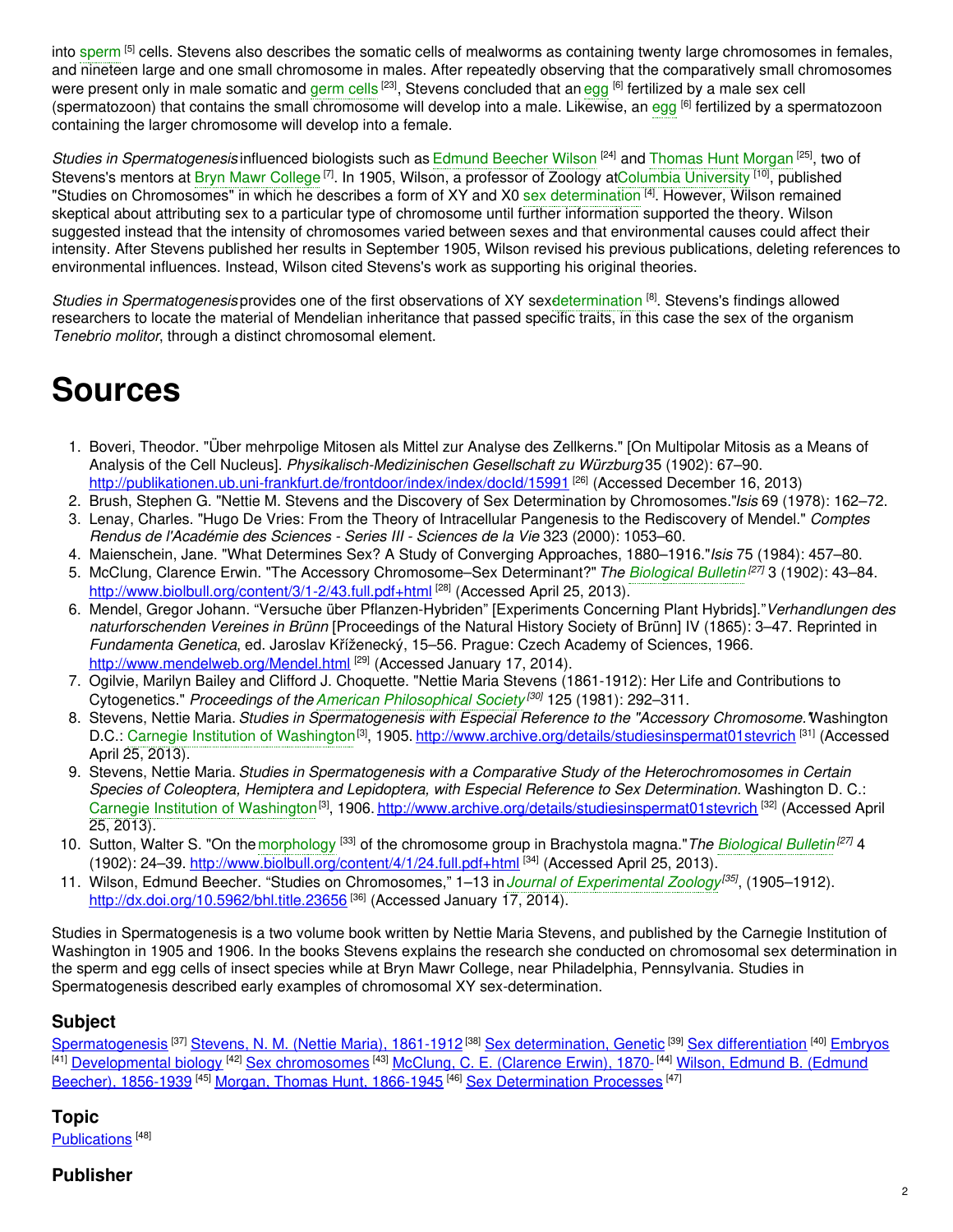into sperm [5] cells. Stevens also describes the somatic cells of mealworms as containing twenty large chromosomes in females, and nineteen large and one small chromosome in males. After repeatedly observing that the comparatively small chromosomes were present only in male somatic and germ cells [23], Stevens concluded that an egg [6] fertilized by a male sex cell (spermatozoon) that contains the small chromosome will develop into a male. Likewise, an egg [6] fertilized by a spermatozoon containing the larger chromosome will develop into a female.

*Studies in Spermatogenesis* influenced biologists such as Edmund Beecher Wilson [24] and Thomas Hunt Morgan [25], two of Stevens's mentors at Bryn Mawr College [7]. In 1905, Wilson, a professor of Zoology at Columbia University [10], published "Studies on Chromosomes" in which he describes a form of XY and X0 sex determination [4]. However, Wilson remained skeptical about attributing sex to a particular type of chromosome until further information supported the theory. Wilson suggested instead that the intensity of chromosomes varied between sexes and that environmental causes could affect their intensity. After Stevens published her results in September 1905, Wilson revised his previous publications, deleting references to environmental influences. Instead, Wilson cited Stevens's work as supporting his original theories.

*Studies in Spermatogenesis* provides one of the first observations of XY sex determination [8]. Stevens's findings allowed researchers to locate the material of Mendelian inheritance that passed specific traits, in this case the sex of the organism *Tenebrio molitor*, through a distinct chromosomal element.

# Sources

1. Boveri, Theodor. "Über mehrpolige Mitosen als Mittel zur Analyse des Zellkerns." [On Multipolar Mitosis as a Means of Analysis of the Cell Nucleus]. *Physikalisch-Medizinischen Gesellschaft zu Würzburg* 35 (1902): 67–90. http://publikationen.ub.uni-frankfurt.de/frontdoor/index/index/docId/15991 [26] (Accessed December 16, 2013)
2. Brush, Stephen G. "Nettie M. Stevens and the Discovery of Sex Determination by Chromosomes." *Isis* 69 (1978): 162–72.
3. Lenay, Charles. "Hugo De Vries: From the Theory of Intracellular Pangenesis to the Rediscovery of Mendel." *Comptes Rendus de l'Académie des Sciences - Series III - Sciences de la Vie* 323 (2000): 1053–60.
4. Maienschein, Jane. "What Determines Sex? A Study of Converging Approaches, 1880–1916." *Isis* 75 (1984): 457–80.
5. McClung, Clarence Erwin. "The Accessory Chromosome–Sex Determinant?" *The Biological Bulletin* [27] 3 (1902): 43–84. http://www.biolbull.org/content/3/1-2/43.full.pdf+html [28] (Accessed April 25, 2013).
6. Mendel, Gregor Johann. "Versuche über Pflanzen-Hybriden" [Experiments Concerning Plant Hybrids]." *Verhandlungen des naturforschenden Vereines in Brünn* [Proceedings of the Natural History Society of Brünn] IV (1865): 3–47. Reprinted in *Fundamenta Genetica*, ed. Jaroslav Kříženecký, 15–56. Prague: Czech Academy of Sciences, 1966. http://www.mendelweb.org/Mendel.html [29] (Accessed January 17, 2014).
7. Ogilvie, Marilyn Bailey and Clifford J. Choquette. "Nettie Maria Stevens (1861-1912): Her Life and Contributions to Cytogenetics." *Proceedings of the American Philosophical Society* [30] 125 (1981): 292–311.
8. Stevens, Nettie Maria. *Studies in Spermatogenesis with Especial Reference to the "Accessory Chromosome."* Washington D.C.: Carnegie Institution of Washington [3], 1905. http://www.archive.org/details/studiesinspermat01stevrich [31] (Accessed April 25, 2013).
9. Stevens, Nettie Maria. *Studies in Spermatogenesis with a Comparative Study of the Heterochromosomes in Certain Species of Coleoptera, Hemiptera and Lepidoptera, with Especial Reference to Sex Determination.* Washington D. C.: Carnegie Institution of Washington [3], 1906. http://www.archive.org/details/studiesinspermat01stevrich [32] (Accessed April 25, 2013).
10. Sutton, Walter S. "On the morphology [33] of the chromosome group in Brachystola magna." *The Biological Bulletin* [27] 4 (1902): 24–39. http://www.biolbull.org/content/4/1/24.full.pdf+html [34] (Accessed April 25, 2013).
11. Wilson, Edmund Beecher. "Studies on Chromosomes," 1–13 in *Journal of Experimental Zoology* [35], (1905–1912). http://dx.doi.org/10.5962/bhl.title.23656 [36] (Accessed January 17, 2014).

Studies in Spermatogenesis is a two volume book written by Nettie Maria Stevens, and published by the Carnegie Institution of Washington in 1905 and 1906. In the books Stevens explains the research she conducted on chromosomal sex determination in the sperm and egg cells of insect species while at Bryn Mawr College, near Philadelphia, Pennsylvania. Studies in Spermatogenesis described early examples of chromosomal XY sex-determination.

## Subject

Spermatogenesis [37] Stevens, N. M. (Nettie Maria), 1861-1912 [38] Sex determination, Genetic [39] Sex differentiation [40] Embryos [41] Developmental biology [42] Sex chromosomes [43] McClung, C. E. (Clarence Erwin), 1870- [44] Wilson, Edmund B. (Edmund Beecher), 1856-1939 [45] Morgan, Thomas Hunt, 1866-1945 [46] Sex Determination Processes [47]

## Topic

Publications [48]

## Publisher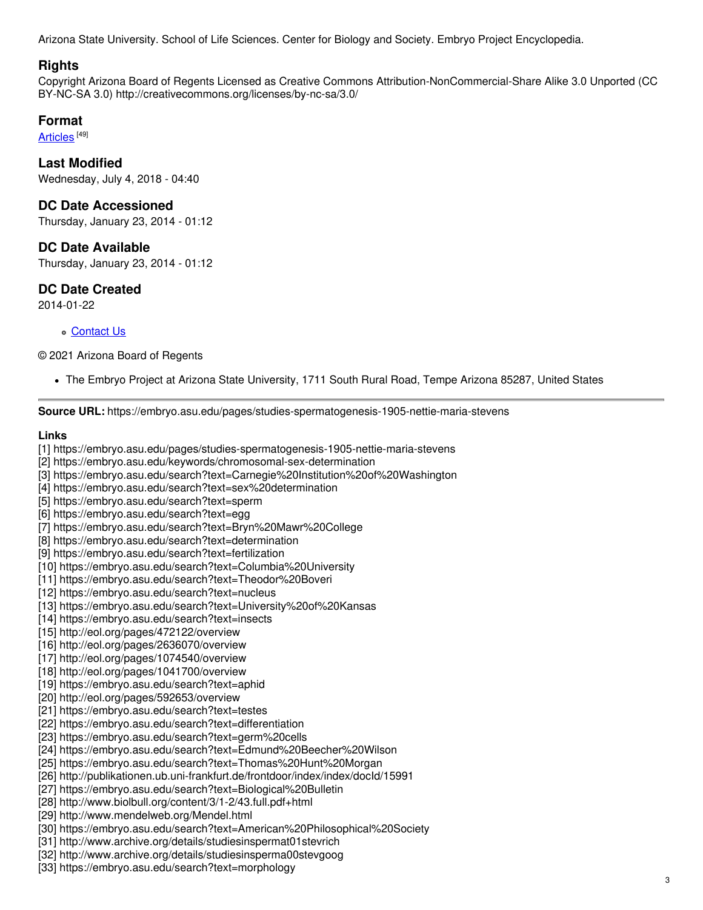Arizona State University. School of Life Sciences. Center for Biology and Society. Embryo Project Encyclopedia.

## Rights

Copyright Arizona Board of Regents Licensed as Creative Commons Attribution-NonCommercial-Share Alike 3.0 Unported (CC BY-NC-SA 3.0) http://creativecommons.org/licenses/by-nc-sa/3.0/

## Format

Articles [49]

## Last Modified

Wednesday, July 4, 2018 - 04:40

## DC Date Accessioned

Thursday, January 23, 2014 - 01:12

## DC Date Available

Thursday, January 23, 2014 - 01:12

## DC Date Created

2014-01-22

- Contact Us

© 2021 Arizona Board of Regents

- The Embryo Project at Arizona State University, 1711 South Rural Road, Tempe Arizona 85287, United States

---

**Source URL:** https://embryo.asu.edu/pages/studies-spermatogenesis-1905-nettie-maria-stevens

**Links**

[1] https://embryo.asu.edu/pages/studies-spermatogenesis-1905-nettie-maria-stevens
[2] https://embryo.asu.edu/keywords/chromosomal-sex-determination
[3] https://embryo.asu.edu/search?text=Carnegie%20Institution%20of%20Washington
[4] https://embryo.asu.edu/search?text=sex%20determination
[5] https://embryo.asu.edu/search?text=sperm
[6] https://embryo.asu.edu/search?text=egg
[7] https://embryo.asu.edu/search?text=Bryn%20Mawr%20College
[8] https://embryo.asu.edu/search?text=determination
[9] https://embryo.asu.edu/search?text=fertilization
[10] https://embryo.asu.edu/search?text=Columbia%20University
[11] https://embryo.asu.edu/search?text=Theodor%20Boveri
[12] https://embryo.asu.edu/search?text=nucleus
[13] https://embryo.asu.edu/search?text=University%20of%20Kansas
[14] https://embryo.asu.edu/search?text=insects
[15] http://eol.org/pages/472122/overview
[16] http://eol.org/pages/2636070/overview
[17] http://eol.org/pages/1074540/overview
[18] http://eol.org/pages/1041700/overview
[19] https://embryo.asu.edu/search?text=aphid
[20] http://eol.org/pages/592653/overview
[21] https://embryo.asu.edu/search?text=testes
[22] https://embryo.asu.edu/search?text=differentiation
[23] https://embryo.asu.edu/search?text=germ%20cells
[24] https://embryo.asu.edu/search?text=Edmund%20Beecher%20Wilson
[25] https://embryo.asu.edu/search?text=Thomas%20Hunt%20Morgan
[26] http://publikationen.ub.uni-frankfurt.de/frontdoor/index/index/docId/15991
[27] https://embryo.asu.edu/search?text=Biological%20Bulletin
[28] http://www.biolbull.org/content/3/1-2/43.full.pdf+html
[29] http://www.mendelweb.org/Mendel.html
[30] https://embryo.asu.edu/search?text=American%20Philosophical%20Society
[31] http://www.archive.org/details/studiesinspermat01stevrich
[32] http://www.archive.org/details/studiesinsperma00stevgoog
[33] https://embryo.asu.edu/search?text=morphology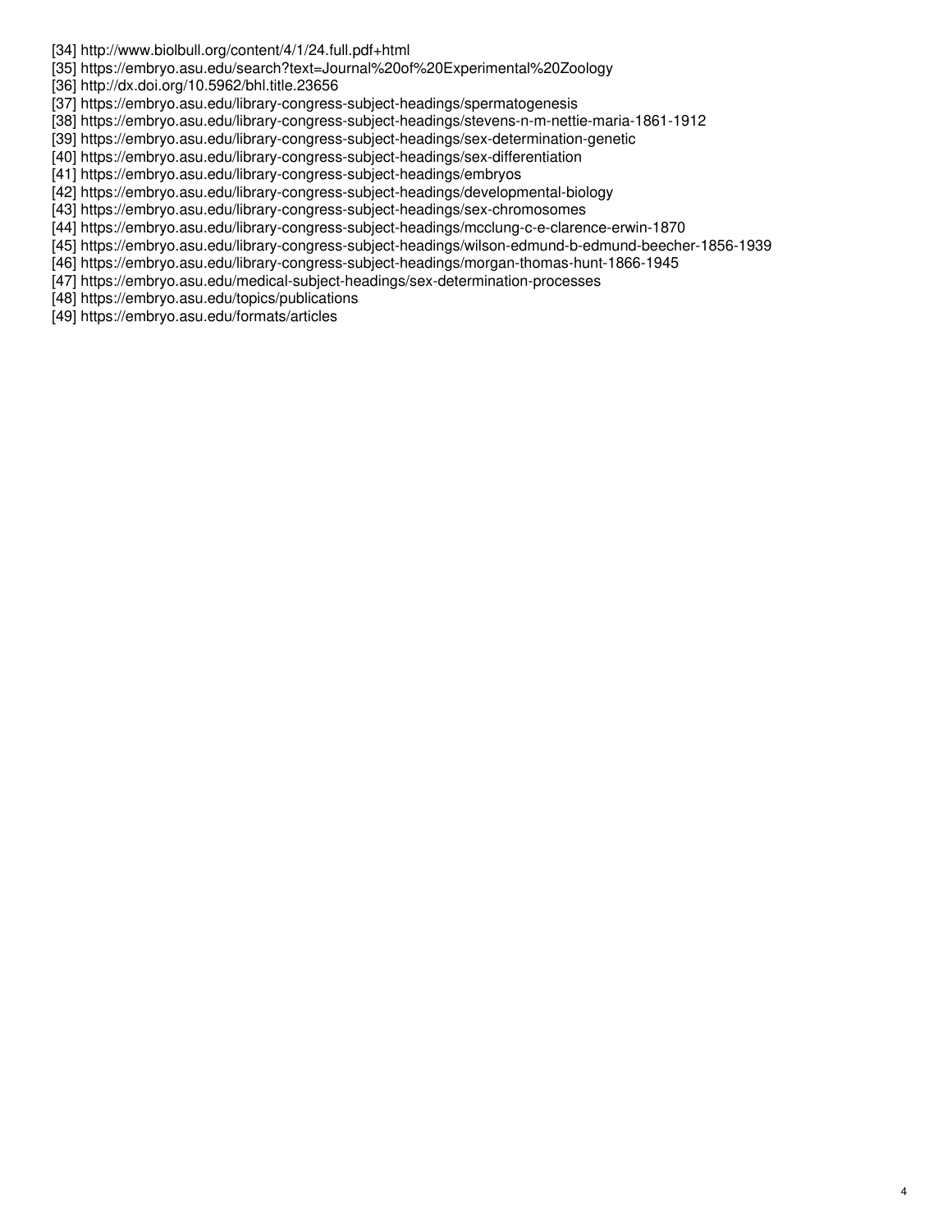[34] http://www.biolbull.org/content/4/1/24.full.pdf+html
[35] https://embryo.asu.edu/search?text=Journal%20of%20Experimental%20Zoology
[36] http://dx.doi.org/10.5962/bhl.title.23656
[37] https://embryo.asu.edu/library-congress-subject-headings/spermatogenesis
[38] https://embryo.asu.edu/library-congress-subject-headings/stevens-n-m-nettie-maria-1861-1912
[39] https://embryo.asu.edu/library-congress-subject-headings/sex-determination-genetic
[40] https://embryo.asu.edu/library-congress-subject-headings/sex-differentiation
[41] https://embryo.asu.edu/library-congress-subject-headings/embryos
[42] https://embryo.asu.edu/library-congress-subject-headings/developmental-biology
[43] https://embryo.asu.edu/library-congress-subject-headings/sex-chromosomes
[44] https://embryo.asu.edu/library-congress-subject-headings/mcclung-c-e-clarence-erwin-1870
[45] https://embryo.asu.edu/library-congress-subject-headings/wilson-edmund-b-edmund-beecher-1856-1939
[46] https://embryo.asu.edu/library-congress-subject-headings/morgan-thomas-hunt-1866-1945
[47] https://embryo.asu.edu/medical-subject-headings/sex-determination-processes
[48] https://embryo.asu.edu/topics/publications
[49] https://embryo.asu.edu/formats/articles